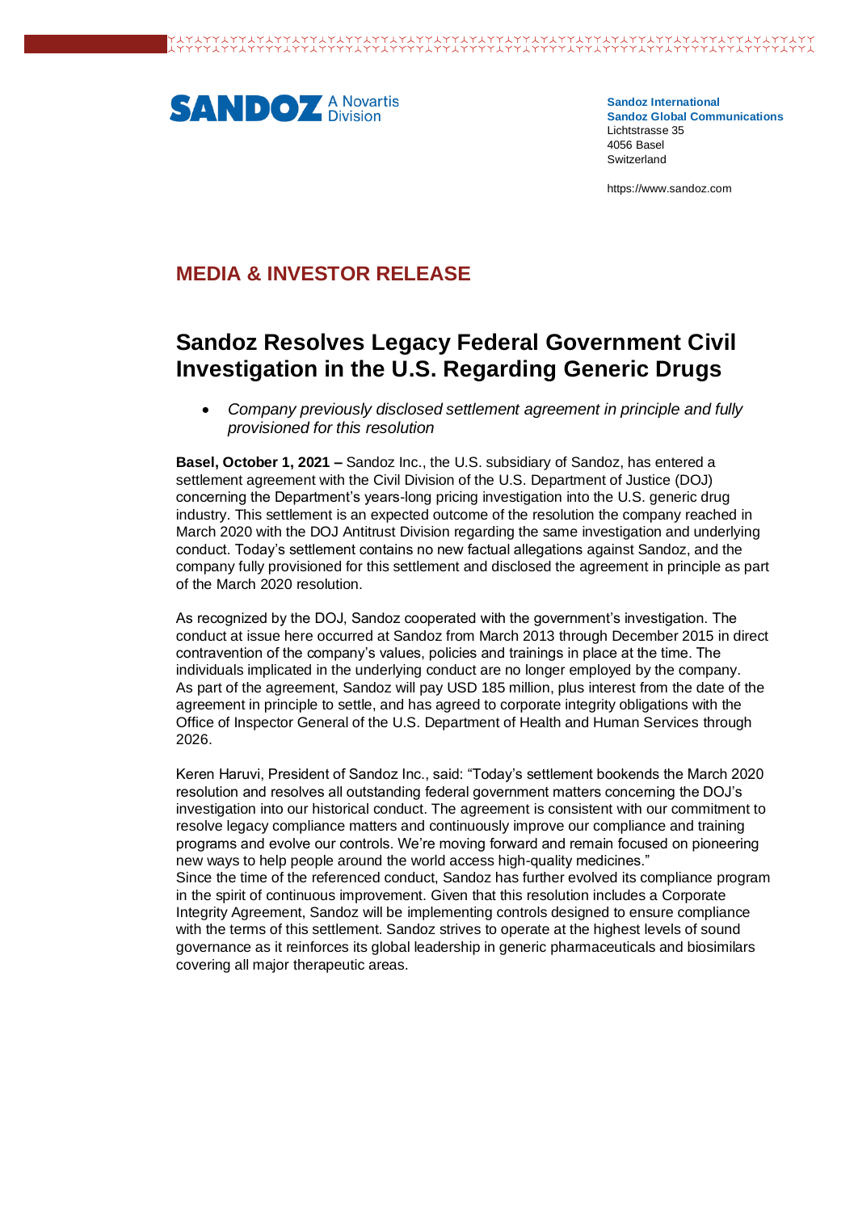SANDOZ A Novartis Division

**Sandoz International**
**Sandoz Global Communications**
Lichtstrasse 35
4056 Basel
Switzerland

https://www.sandoz.com

## MEDIA & INVESTOR RELEASE

# Sandoz Resolves Legacy Federal Government Civil Investigation in the U.S. Regarding Generic Drugs

- *Company previously disclosed settlement agreement in principle and fully provisioned for this resolution*

**Basel, October 1, 2021 –** Sandoz Inc., the U.S. subsidiary of Sandoz, has entered a settlement agreement with the Civil Division of the U.S. Department of Justice (DOJ) concerning the Department's years-long pricing investigation into the U.S. generic drug industry. This settlement is an expected outcome of the resolution the company reached in March 2020 with the DOJ Antitrust Division regarding the same investigation and underlying conduct. Today's settlement contains no new factual allegations against Sandoz, and the company fully provisioned for this settlement and disclosed the agreement in principle as part of the March 2020 resolution.

As recognized by the DOJ, Sandoz cooperated with the government's investigation. The conduct at issue here occurred at Sandoz from March 2013 through December 2015 in direct contravention of the company's values, policies and trainings in place at the time. The individuals implicated in the underlying conduct are no longer employed by the company. As part of the agreement, Sandoz will pay USD 185 million, plus interest from the date of the agreement in principle to settle, and has agreed to corporate integrity obligations with the Office of Inspector General of the U.S. Department of Health and Human Services through 2026.

Keren Haruvi, President of Sandoz Inc., said: "Today's settlement bookends the March 2020 resolution and resolves all outstanding federal government matters concerning the DOJ's investigation into our historical conduct. The agreement is consistent with our commitment to resolve legacy compliance matters and continuously improve our compliance and training programs and evolve our controls. We're moving forward and remain focused on pioneering new ways to help people around the world access high-quality medicines."

Since the time of the referenced conduct, Sandoz has further evolved its compliance program in the spirit of continuous improvement. Given that this resolution includes a Corporate Integrity Agreement, Sandoz will be implementing controls designed to ensure compliance with the terms of this settlement. Sandoz strives to operate at the highest levels of sound governance as it reinforces its global leadership in generic pharmaceuticals and biosimilars covering all major therapeutic areas.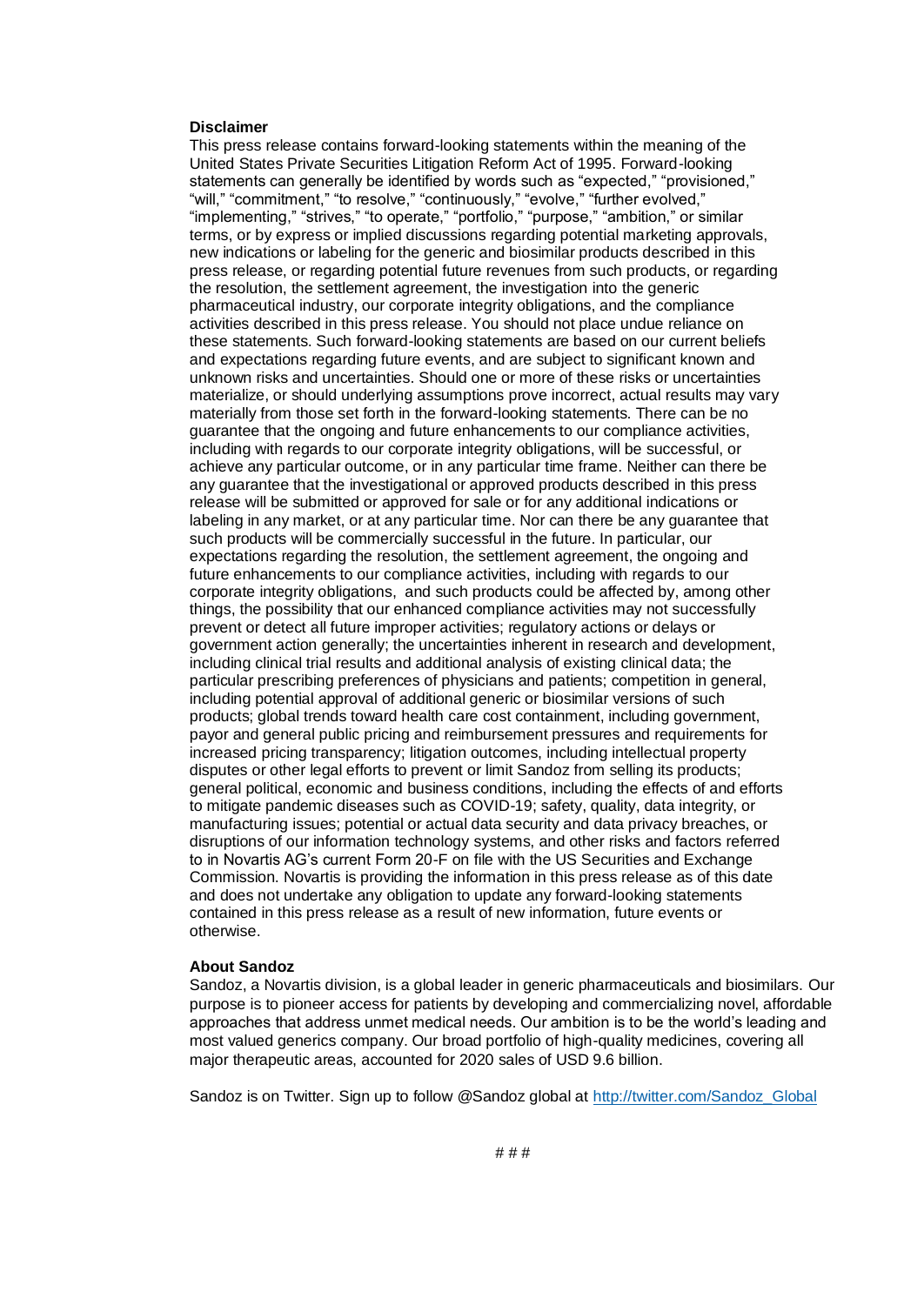**Disclaimer**

This press release contains forward-looking statements within the meaning of the United States Private Securities Litigation Reform Act of 1995. Forward-looking statements can generally be identified by words such as "expected," "provisioned," "will," "commitment," "to resolve," "continuously," "evolve," "further evolved," "implementing," "strives," "to operate," "portfolio," "purpose," "ambition," or similar terms, or by express or implied discussions regarding potential marketing approvals, new indications or labeling for the generic and biosimilar products described in this press release, or regarding potential future revenues from such products, or regarding the resolution, the settlement agreement, the investigation into the generic pharmaceutical industry, our corporate integrity obligations, and the compliance activities described in this press release. You should not place undue reliance on these statements. Such forward-looking statements are based on our current beliefs and expectations regarding future events, and are subject to significant known and unknown risks and uncertainties. Should one or more of these risks or uncertainties materialize, or should underlying assumptions prove incorrect, actual results may vary materially from those set forth in the forward-looking statements. There can be no guarantee that the ongoing and future enhancements to our compliance activities, including with regards to our corporate integrity obligations, will be successful, or achieve any particular outcome, or in any particular time frame. Neither can there be any guarantee that the investigational or approved products described in this press release will be submitted or approved for sale or for any additional indications or labeling in any market, or at any particular time. Nor can there be any guarantee that such products will be commercially successful in the future. In particular, our expectations regarding the resolution, the settlement agreement, the ongoing and future enhancements to our compliance activities, including with regards to our corporate integrity obligations, and such products could be affected by, among other things, the possibility that our enhanced compliance activities may not successfully prevent or detect all future improper activities; regulatory actions or delays or government action generally; the uncertainties inherent in research and development, including clinical trial results and additional analysis of existing clinical data; the particular prescribing preferences of physicians and patients; competition in general, including potential approval of additional generic or biosimilar versions of such products; global trends toward health care cost containment, including government, payor and general public pricing and reimbursement pressures and requirements for increased pricing transparency; litigation outcomes, including intellectual property disputes or other legal efforts to prevent or limit Sandoz from selling its products; general political, economic and business conditions, including the effects of and efforts to mitigate pandemic diseases such as COVID-19; safety, quality, data integrity, or manufacturing issues; potential or actual data security and data privacy breaches, or disruptions of our information technology systems, and other risks and factors referred to in Novartis AG's current Form 20-F on file with the US Securities and Exchange Commission. Novartis is providing the information in this press release as of this date and does not undertake any obligation to update any forward-looking statements contained in this press release as a result of new information, future events or otherwise.

**About Sandoz**

Sandoz, a Novartis division, is a global leader in generic pharmaceuticals and biosimilars. Our purpose is to pioneer access for patients by developing and commercializing novel, affordable approaches that address unmet medical needs. Our ambition is to be the world's leading and most valued generics company. Our broad portfolio of high-quality medicines, covering all major therapeutic areas, accounted for 2020 sales of USD 9.6 billion.

Sandoz is on Twitter. Sign up to follow @Sandoz global at [http://twitter.com/Sandoz_Global](http://twitter.com/Sandoz_Global)

# # #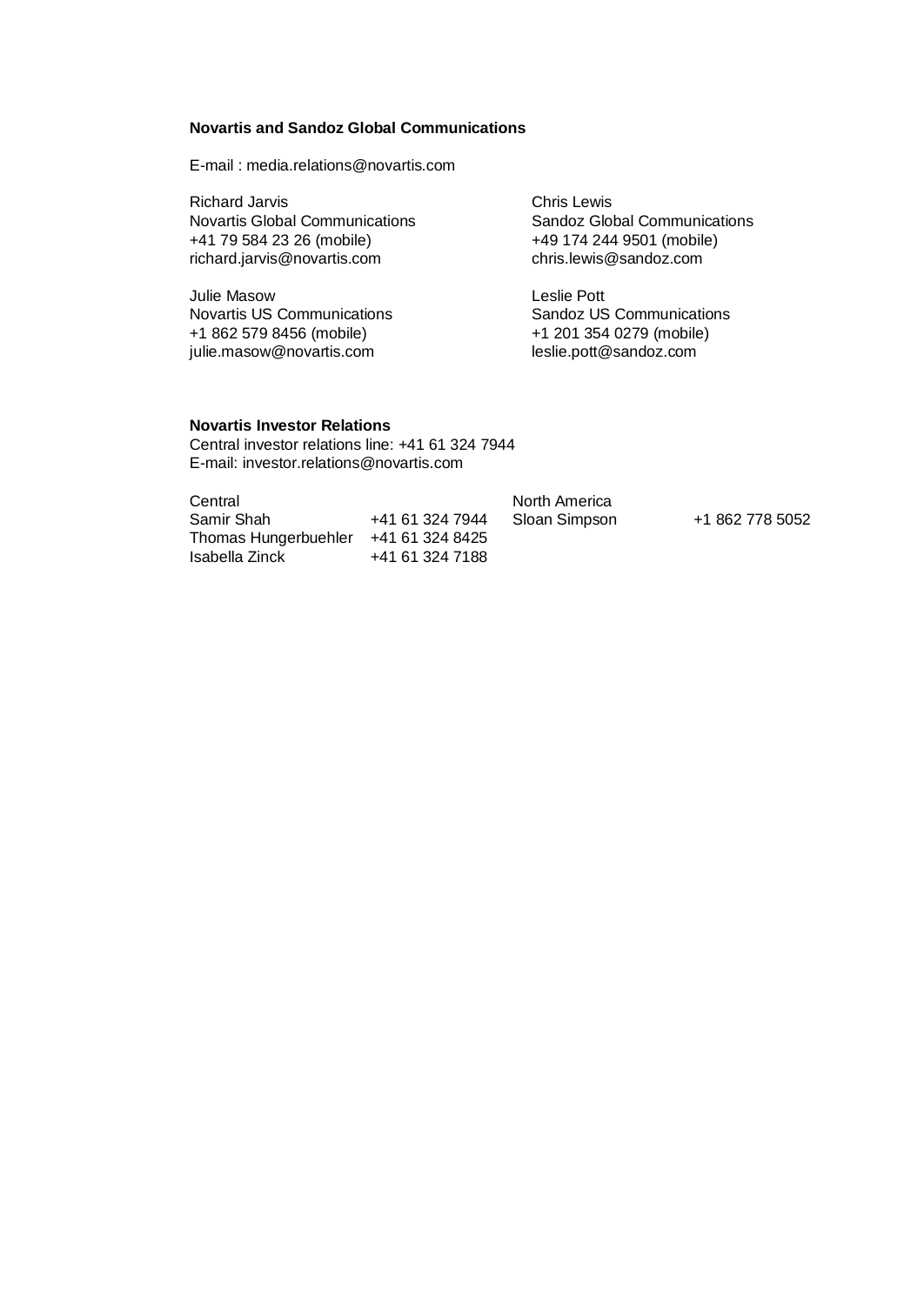**Novartis and Sandoz Global Communications**

E-mail : media.relations@novartis.com

Richard Jarvis
Novartis Global Communications
+41 79 584 23 26 (mobile)
richard.jarvis@novartis.com

Julie Masow
Novartis US Communications
+1 862 579 8456 (mobile)
julie.masow@novartis.com

Chris Lewis
Sandoz Global Communications
+49 174 244 9501 (mobile)
chris.lewis@sandoz.com

Leslie Pott
Sandoz US Communications
+1 201 354 0279 (mobile)
leslie.pott@sandoz.com

**Novartis Investor Relations**
Central investor relations line: +41 61 324 7944
E-mail: investor.relations@novartis.com

| | | | |
|---|---|---|---|
| Central | | North America | |
| Samir Shah | +41 61 324 7944 | Sloan Simpson | +1 862 778 5052 |
| Thomas Hungerbuehler | +41 61 324 8425 | | |
| Isabella Zinck | +41 61 324 7188 | | |